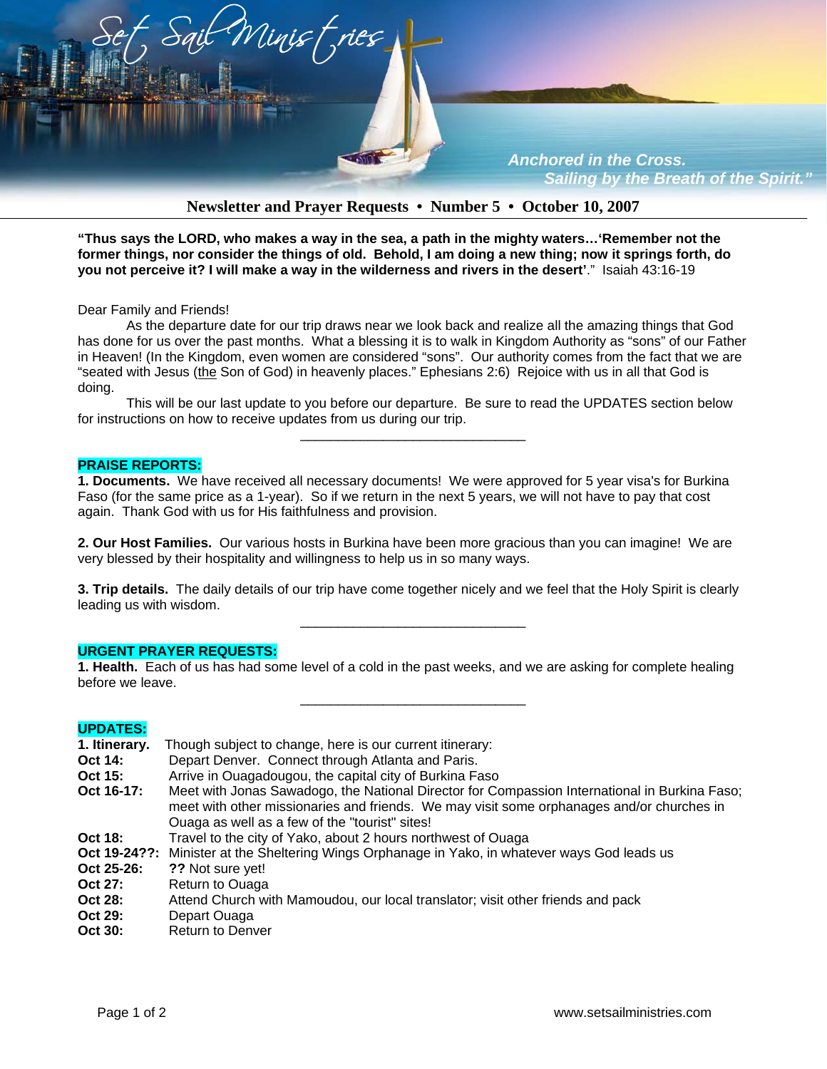# Set Sail Ministries

*Anchored in the Cross.*
*Sailing by the Breath of the Spirit."*

**Newsletter and Prayer Requests • Number 5 • October 10, 2007**

**"Thus says the LORD, who makes a way in the sea, a path in the mighty waters…'Remember not the former things, nor consider the things of old. Behold, I am doing a new thing; now it springs forth, do you not perceive it? I will make a way in the wilderness and rivers in the desert'**." Isaiah 43:16-19

Dear Family and Friends!

As the departure date for our trip draws near we look back and realize all the amazing things that God has done for us over the past months. What a blessing it is to walk in Kingdom Authority as "sons" of our Father in Heaven! (In the Kingdom, even women are considered "sons". Our authority comes from the fact that we are "seated with Jesus (the Son of God) in heavenly places." Ephesians 2:6) Rejoice with us in all that God is doing.

This will be our last update to you before our departure. Be sure to read the UPDATES section below for instructions on how to receive updates from us during our trip.

---

## PRAISE REPORTS:

**1. Documents.** We have received all necessary documents! We were approved for 5 year visa's for Burkina Faso (for the same price as a 1-year). So if we return in the next 5 years, we will not have to pay that cost again. Thank God with us for His faithfulness and provision.

**2. Our Host Families.** Our various hosts in Burkina have been more gracious than you can imagine! We are very blessed by their hospitality and willingness to help us in so many ways.

**3. Trip details.** The daily details of our trip have come together nicely and we feel that the Holy Spirit is clearly leading us with wisdom.

---

## URGENT PRAYER REQUESTS:

**1. Health.** Each of us has had some level of a cold in the past weeks, and we are asking for complete healing before we leave.

---

## UPDATES:

**1. Itinerary.** Though subject to change, here is our current itinerary:

| | |
|---|---|
| **Oct 14:** | Depart Denver. Connect through Atlanta and Paris. |
| **Oct 15:** | Arrive in Ouagadougou, the capital city of Burkina Faso |
| **Oct 16-17:** | Meet with Jonas Sawadogo, the National Director for Compassion International in Burkina Faso; meet with other missionaries and friends. We may visit some orphanages and/or churches in Ouaga as well as a few of the "tourist" sites! |
| **Oct 18:** | Travel to the city of Yako, about 2 hours northwest of Ouaga |
| **Oct 19-24??:** | Minister at the Sheltering Wings Orphanage in Yako, in whatever ways God leads us |
| **Oct 25-26:** | **??** Not sure yet! |
| **Oct 27:** | Return to Ouaga |
| **Oct 28:** | Attend Church with Mamoudou, our local translator; visit other friends and pack |
| **Oct 29:** | Depart Ouaga |
| **Oct 30:** | Return to Denver |

www.setsailministries.com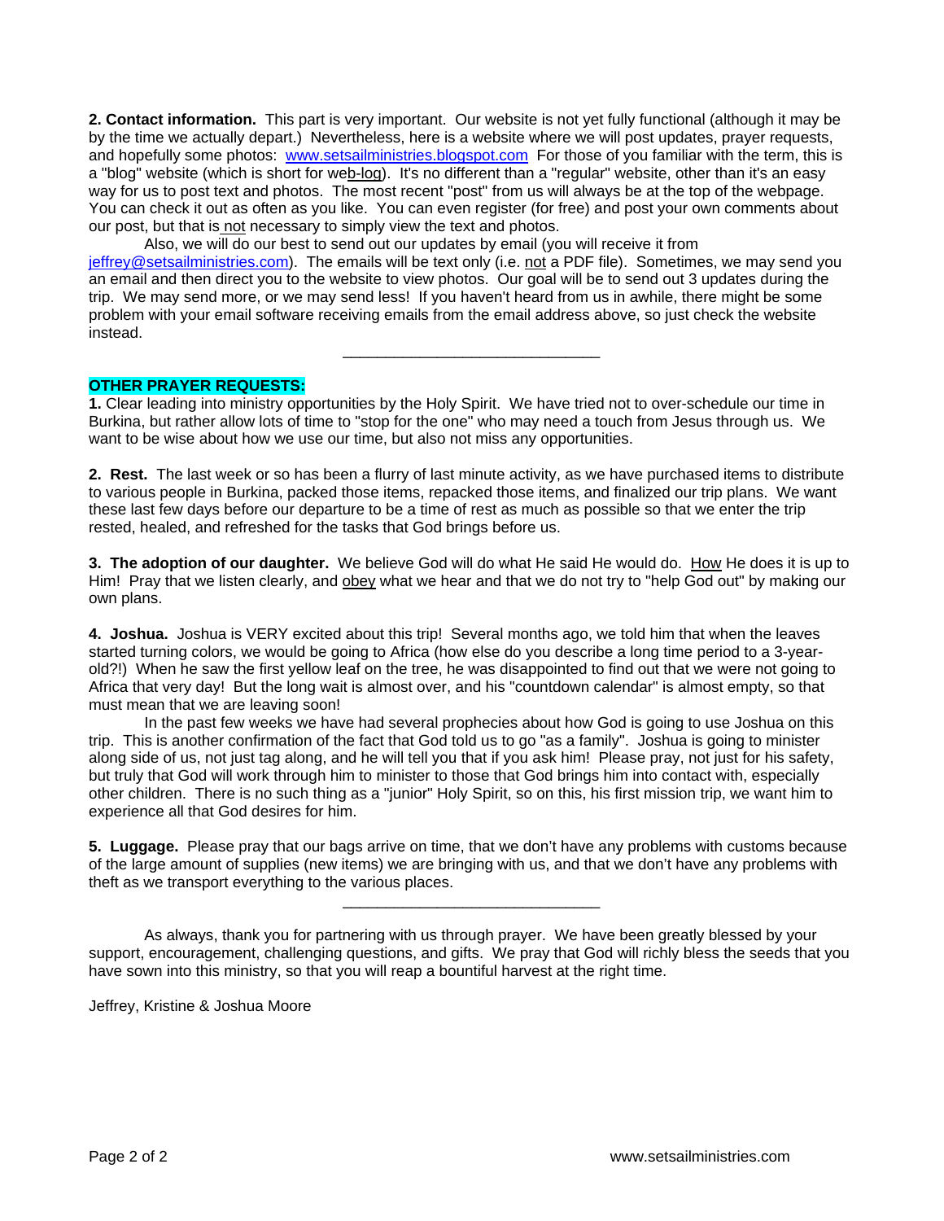**2. Contact information.** This part is very important. Our website is not yet fully functional (although it may be by the time we actually depart.) Nevertheless, here is a website where we will post updates, prayer requests, and hopefully some photos: www.setsailministries.blogspot.com For those of you familiar with the term, this is a "blog" website (which is short for web-log). It's no different than a "regular" website, other than it's an easy way for us to post text and photos. The most recent "post" from us will always be at the top of the webpage. You can check it out as often as you like. You can even register (for free) and post your own comments about our post, but that is not necessary to simply view the text and photos.

Also, we will do our best to send out our updates by email (you will receive it from jeffrey@setsailministries.com). The emails will be text only (i.e. not a PDF file). Sometimes, we may send you an email and then direct you to the website to view photos. Our goal will be to send out 3 updates during the trip. We may send more, or we may send less! If you haven't heard from us in awhile, there might be some problem with your email software receiving emails from the email address above, so just check the website instead.

---

**OTHER PRAYER REQUESTS:**

**1.** Clear leading into ministry opportunities by the Holy Spirit. We have tried not to over-schedule our time in Burkina, but rather allow lots of time to "stop for the one" who may need a touch from Jesus through us. We want to be wise about how we use our time, but also not miss any opportunities.

**2. Rest.** The last week or so has been a flurry of last minute activity, as we have purchased items to distribute to various people in Burkina, packed those items, repacked those items, and finalized our trip plans. We want these last few days before our departure to be a time of rest as much as possible so that we enter the trip rested, healed, and refreshed for the tasks that God brings before us.

**3. The adoption of our daughter.** We believe God will do what He said He would do. How He does it is up to Him! Pray that we listen clearly, and obey what we hear and that we do not try to "help God out" by making our own plans.

**4. Joshua.** Joshua is VERY excited about this trip! Several months ago, we told him that when the leaves started turning colors, we would be going to Africa (how else do you describe a long time period to a 3-year-old?!) When he saw the first yellow leaf on the tree, he was disappointed to find out that we were not going to Africa that very day! But the long wait is almost over, and his "countdown calendar" is almost empty, so that must mean that we are leaving soon!

In the past few weeks we have had several prophecies about how God is going to use Joshua on this trip. This is another confirmation of the fact that God told us to go "as a family". Joshua is going to minister along side of us, not just tag along, and he will tell you that if you ask him! Please pray, not just for his safety, but truly that God will work through him to minister to those that God brings him into contact with, especially other children. There is no such thing as a "junior" Holy Spirit, so on this, his first mission trip, we want him to experience all that God desires for him.

**5. Luggage.** Please pray that our bags arrive on time, that we don't have any problems with customs because of the large amount of supplies (new items) we are bringing with us, and that we don't have any problems with theft as we transport everything to the various places.

---

As always, thank you for partnering with us through prayer. We have been greatly blessed by your support, encouragement, challenging questions, and gifts. We pray that God will richly bless the seeds that you have sown into this ministry, so that you will reap a bountiful harvest at the right time.

Jeffrey, Kristine & Joshua Moore